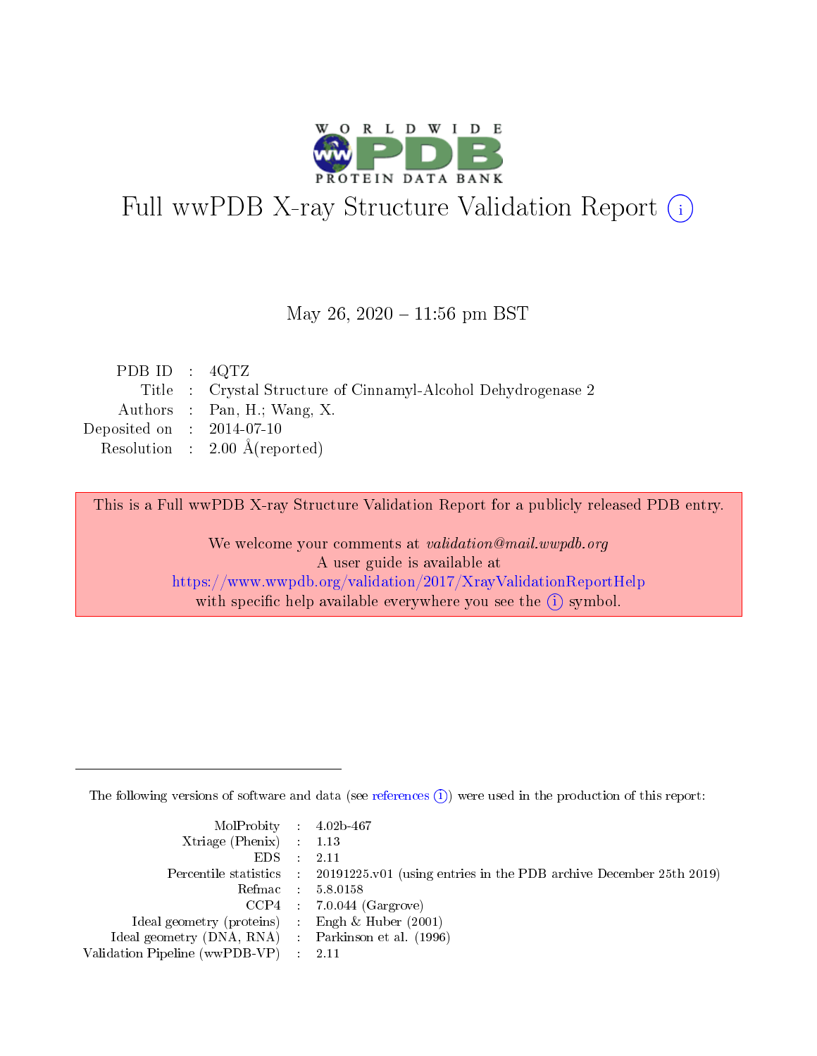# Full wwPDB X-ray Structure Validation Report (i)

May 26, 2020 – 11:56 pm BST

| | | |
|---|---|---|
| PDB ID | : | 4QTZ |
| Title | : | Crystal Structure of Cinnamyl-Alcohol Dehydrogenase 2 |
| Authors | : | Pan, H.; Wang, X. |
| Deposited on | : | 2014-07-10 |
| Resolution | : | 2.00 Å(reported) |

This is a Full wwPDB X-ray Structure Validation Report for a publicly released PDB entry.

We welcome your comments at *validation@mail.wwpdb.org*
A user guide is available at
https://www.wwpdb.org/validation/2017/XrayValidationReportHelp
with specific help available everywhere you see the (i) symbol.

---

The following versions of software and data (see references (i)) were used in the production of this report:

| | | |
|---|---|---|
| MolProbity | : | 4.02b-467 |
| Xtriage (Phenix) | : | 1.13 |
| EDS | : | 2.11 |
| Percentile statistics | : | 20191225.v01 (using entries in the PDB archive December 25th 2019) |
| Refmac | : | 5.8.0158 |
| CCP4 | : | 7.0.044 (Gargrove) |
| Ideal geometry (proteins) | : | Engh & Huber (2001) |
| Ideal geometry (DNA, RNA) | : | Parkinson et al. (1996) |
| Validation Pipeline (wwPDB-VP) | : | 2.11 |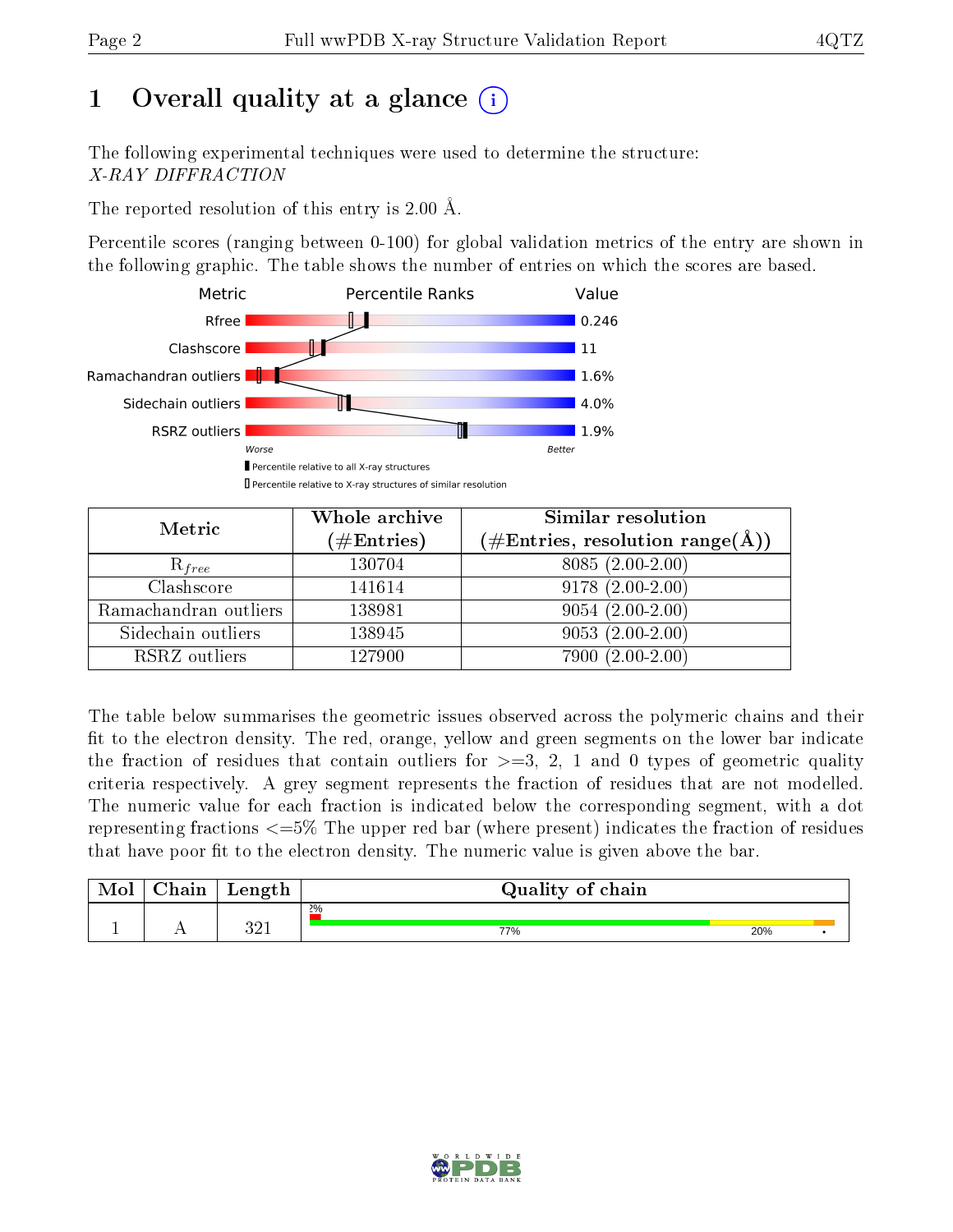# 1 Overall quality at a glance (i)

The following experimental techniques were used to determine the structure:
*X-RAY DIFFRACTION*

The reported resolution of this entry is 2.00 Å.

Percentile scores (ranging between 0-100) for global validation metrics of the entry are shown in the following graphic. The table shows the number of entries on which the scores are based.

Metric
Percentile Ranks
Value
Rfree 0.246
Clashscore 11
Ramachandran outliers 1.6%
Sidechain outliers 4.0%
RSRZ outliers 1.9%
Worse
Better
Percentile relative to all X-ray structures
Percentile relative to X-ray structures of similar resolution

| Metric | Whole archive (#Entries) | Similar resolution (#Entries, resolution range(Å)) |
|---|---|---|
| $R_{free}$ | 130704 | 8085 (2.00-2.00) |
| Clashscore | 141614 | 9178 (2.00-2.00) |
| Ramachandran outliers | 138981 | 9054 (2.00-2.00) |
| Sidechain outliers | 138945 | 9053 (2.00-2.00) |
| RSRZ outliers | 127900 | 7900 (2.00-2.00) |

The table below summarises the geometric issues observed across the polymeric chains and their fit to the electron density. The red, orange, yellow and green segments on the lower bar indicate the fraction of residues that contain outliers for >=3, 2, 1 and 0 types of geometric quality criteria respectively. A grey segment represents the fraction of residues that are not modelled. The numeric value for each fraction is indicated below the corresponding segment, with a dot representing fractions <=5% The upper red bar (where present) indicates the fraction of residues that have poor fit to the electron density. The numeric value is given above the bar.

| Mol | Chain | Length | Quality of chain |
|---|---|---|---|
| 1 | A | 321 | 2% / 77% / 20% / • |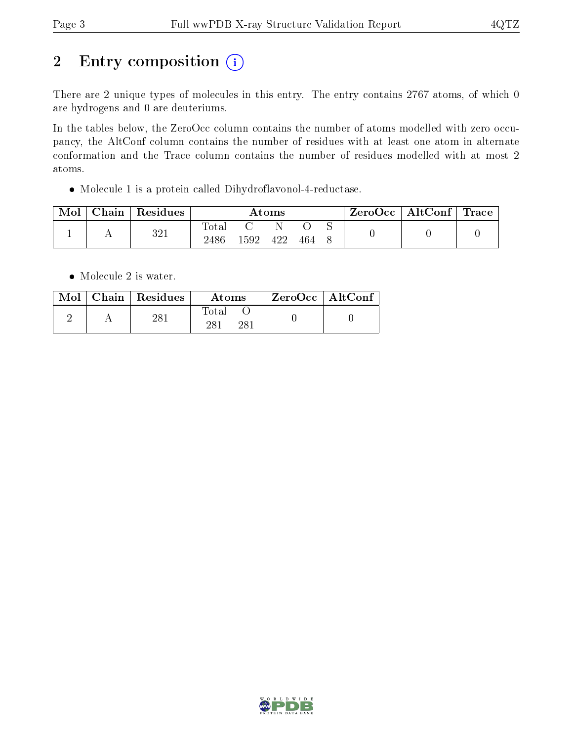# 2 Entry composition (i)

There are 2 unique types of molecules in this entry. The entry contains 2767 atoms, of which 0 are hydrogens and 0 are deuteriums.

In the tables below, the ZeroOcc column contains the number of atoms modelled with zero occupancy, the AltConf column contains the number of residues with at least one atom in alternate conformation and the Trace column contains the number of residues modelled with at most 2 atoms.

- Molecule 1 is a protein called Dihydroflavonol-4-reductase.

| Mol | Chain | Residues | Atoms | | | | | ZeroOcc | AltConf | Trace |
|---|---|---|---|---|---|---|---|---|---|---|
| 1 | A | 321 | Total<br>2486 | C<br>1592 | N<br>422 | O<br>464 | S<br>8 | 0 | 0 | 0 |

- Molecule 2 is water.

| Mol | Chain | Residues | Atoms | | ZeroOcc | AltConf |
|---|---|---|---|---|---|---|
| 2 | A | 281 | Total<br>281 | O<br>281 | 0 | 0 |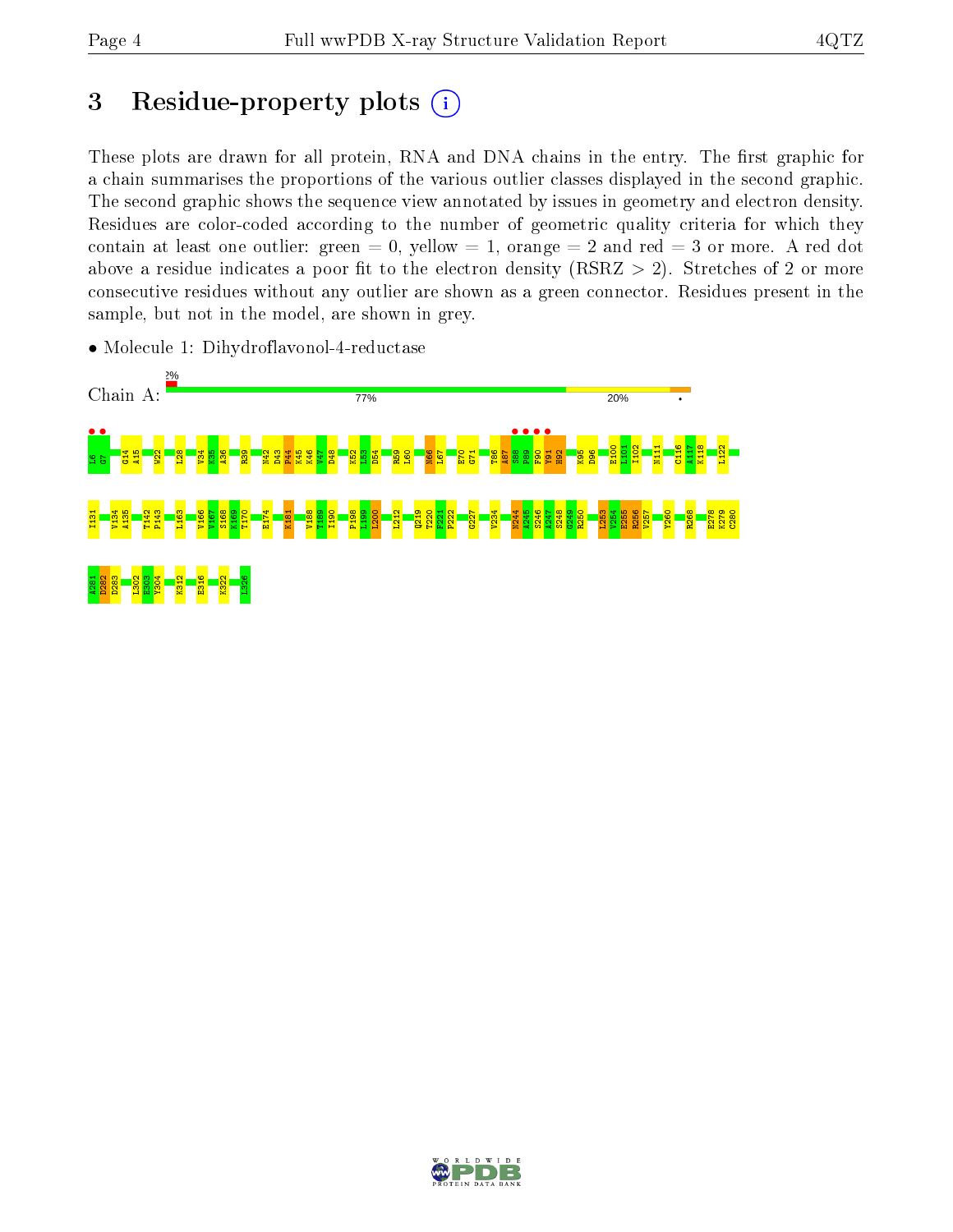# 3 Residue-property plots

These plots are drawn for all protein, RNA and DNA chains in the entry. The first graphic for a chain summarises the proportions of the various outlier classes displayed in the second graphic. The second graphic shows the sequence view annotated by issues in geometry and electron density. Residues are color-coded according to the number of geometric quality criteria for which they contain at least one outlier: green = 0, yellow = 1, orange = 2 and red = 3 or more. A red dot above a residue indicates a poor fit to the electron density (RSRZ > 2). Stretches of 2 or more consecutive residues without any outlier are shown as a green connector. Residues present in the sample, but not in the model, are shown in grey.

- Molecule 1: Dihydroflavonol-4-reductase

Chain A:

2%

77%

20%

•

L6 G7 G14 A15 W22 L28 V34 K35 A36 R39 N42 D43 P44 K45 K46 V47 D48 K52 L53 D54 R59 L60 N66 L67 E70 G71 T86 A87 S88 P89 F90 Y91 H92 K95 D96 E100 L101 I102 N111 C116 A117 K118 L122

I131 V134 A135 T142 P143 L163 V166 V167 S168 K169 T170 E174 K181 V188 T189 I190 F198 L199 L200 L212 Q219 T220 F221 P222 G227 V234 N244 A245 S246 A247 S248 G249 R250 L253 V254 E255 R256 V257 Y260 R268 E278 K279 C280

A281 D282 D283 L302 E303 Y304 K312 E316 K322 I326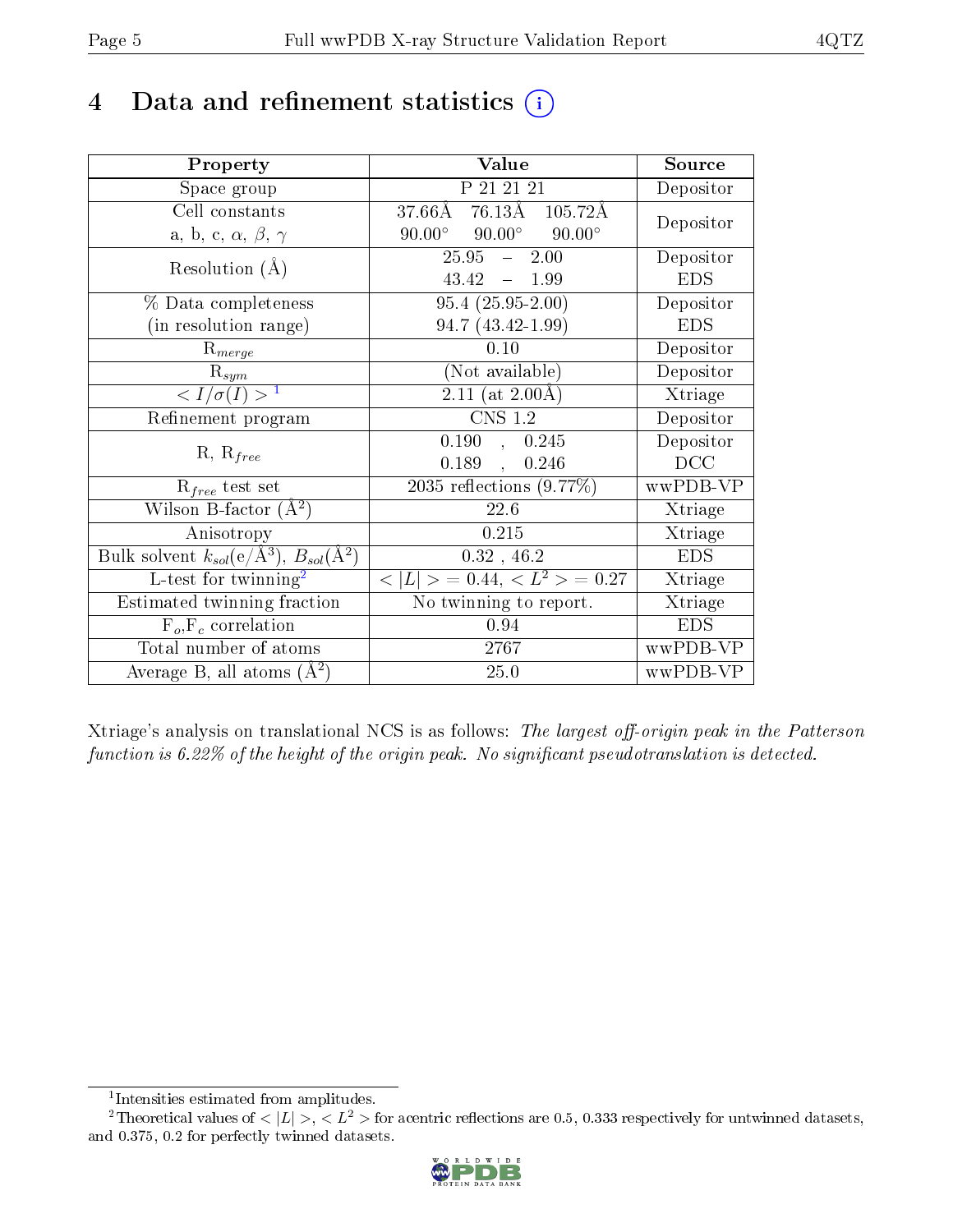# 4 Data and refinement statistics (i)

| Property | Value | Source |
|---|---|---|
| Space group | P 21 21 21 | Depositor |
| Cell constants<br>a, b, c, $\alpha$, $\beta$, $\gamma$ | 37.66Å 76.13Å 105.72Å<br>90.00° 90.00° 90.00° | Depositor |
| Resolution (Å) | 25.95 – 2.00<br>43.42 – 1.99 | Depositor<br>EDS |
| % Data completeness<br>(in resolution range) | 95.4 (25.95-2.00)<br>94.7 (43.42-1.99) | Depositor<br>EDS |
| $R_{merge}$ | 0.10 | Depositor |
| $R_{sym}$ | (Not available) | Depositor |
| $< I/\sigma(I) >$ [1] | 2.11 (at 2.00Å) | Xtriage |
| Refinement program | CNS 1.2 | Depositor |
| R, $R_{free}$ | 0.190 , 0.245<br>0.189 , 0.246 | Depositor<br>DCC |
| $R_{free}$ test set | 2035 reflections (9.77%) | wwPDB-VP |
| Wilson B-factor (Å$^2$) | 22.6 | Xtriage |
| Anisotropy | 0.215 | Xtriage |
| Bulk solvent $k_{sol}$(e/Å$^3$), $B_{sol}$(Å$^2$) | 0.32 , 46.2 | EDS |
| L-test for twinning[2] | $< \lvert L \rvert > = 0.44$, $< L^2 > = 0.27$ | Xtriage |
| Estimated twinning fraction | No twinning to report. | Xtriage |
| $F_o$,$F_c$ correlation | 0.94 | EDS |
| Total number of atoms | 2767 | wwPDB-VP |
| Average B, all atoms (Å$^2$) | 25.0 | wwPDB-VP |

Xtriage's analysis on translational NCS is as follows: *The largest off-origin peak in the Patterson function is 6.22% of the height of the origin peak. No significant pseudotranslation is detected.*

[1] Intensities estimated from amplitudes.

[2] Theoretical values of $< \lvert L \rvert >$, $< L^2 >$ for acentric reflections are 0.5, 0.333 respectively for untwinned datasets, and 0.375, 0.2 for perfectly twinned datasets.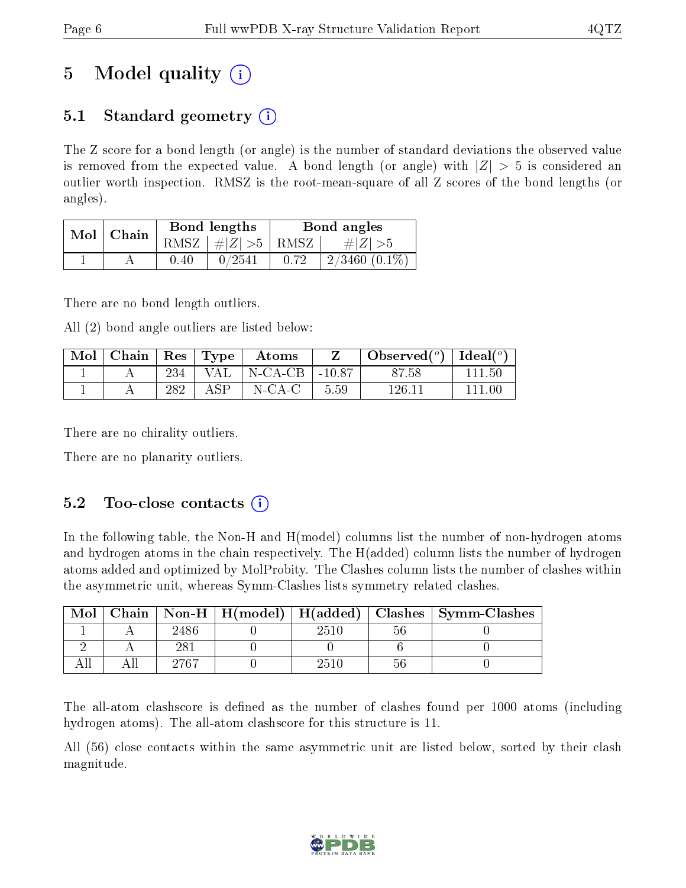# 5 Model quality (i)

## 5.1 Standard geometry (i)

The Z score for a bond length (or angle) is the number of standard deviations the observed value is removed from the expected value. A bond length (or angle) with $|Z| > 5$ is considered an outlier worth inspection. RMSZ is the root-mean-square of all Z scores of the bond lengths (or angles).

| Mol | Chain | Bond lengths | | Bond angles | |
|---|---|---|---|---|---|
| | | RMSZ | #$\|Z\|$ >5 | RMSZ | #$\|Z\|$ >5 |
| 1 | A | 0.40 | 0/2541 | 0.72 | 2/3460 (0.1%) |

There are no bond length outliers.

All (2) bond angle outliers are listed below:

| Mol | Chain | Res | Type | Atoms | Z | Observed($^o$) | Ideal($^o$) |
|---|---|---|---|---|---|---|---|
| 1 | A | 234 | VAL | N-CA-CB | -10.87 | 87.58 | 111.50 |
| 1 | A | 282 | ASP | N-CA-C | 5.59 | 126.11 | 111.00 |

There are no chirality outliers.

There are no planarity outliers.

## 5.2 Too-close contacts (i)

In the following table, the Non-H and H(model) columns list the number of non-hydrogen atoms and hydrogen atoms in the chain respectively. The H(added) column lists the number of hydrogen atoms added and optimized by MolProbity. The Clashes column lists the number of clashes within the asymmetric unit, whereas Symm-Clashes lists symmetry related clashes.

| Mol | Chain | Non-H | H(model) | H(added) | Clashes | Symm-Clashes |
|---|---|---|---|---|---|---|
| 1 | A | 2486 | 0 | 2510 | 56 | 0 |
| 2 | A | 281 | 0 | 0 | 6 | 0 |
| All | All | 2767 | 0 | 2510 | 56 | 0 |

The all-atom clashscore is defined as the number of clashes found per 1000 atoms (including hydrogen atoms). The all-atom clashscore for this structure is 11.

All (56) close contacts within the same asymmetric unit are listed below, sorted by their clash magnitude.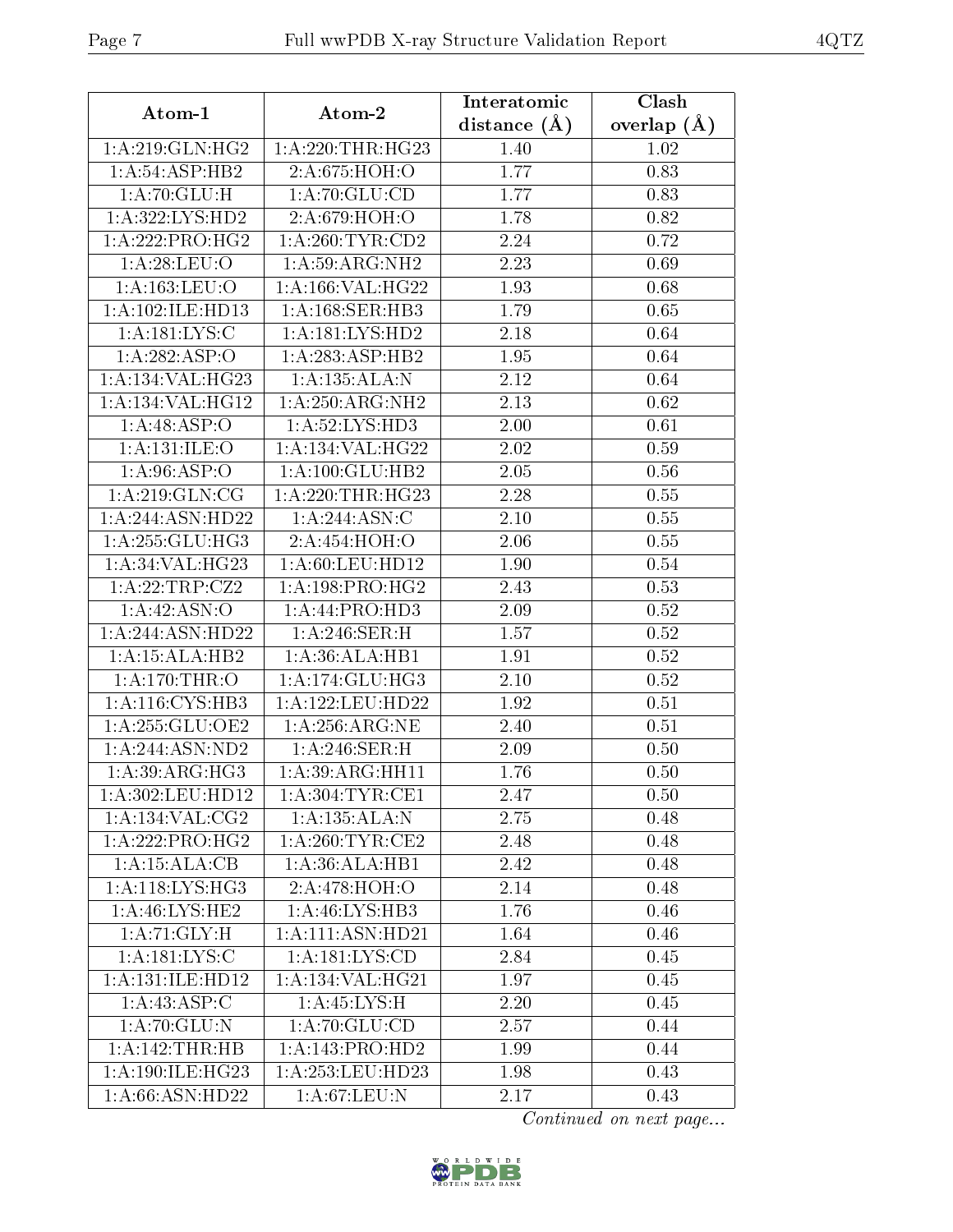| Atom-1 | Atom-2 | Interatomic distance (Å) | Clash overlap (Å) |
|---|---|---|---|
| 1:A:219:GLN:HG2 | 1:A:220:THR:HG23 | 1.40 | 1.02 |
| 1:A:54:ASP:HB2 | 2:A:675:HOH:O | 1.77 | 0.83 |
| 1:A:70:GLU:H | 1:A:70:GLU:CD | 1.77 | 0.83 |
| 1:A:322:LYS:HD2 | 2:A:679:HOH:O | 1.78 | 0.82 |
| 1:A:222:PRO:HG2 | 1:A:260:TYR:CD2 | 2.24 | 0.72 |
| 1:A:28:LEU:O | 1:A:59:ARG:NH2 | 2.23 | 0.69 |
| 1:A:163:LEU:O | 1:A:166:VAL:HG22 | 1.93 | 0.68 |
| 1:A:102:ILE:HD13 | 1:A:168:SER:HB3 | 1.79 | 0.65 |
| 1:A:181:LYS:C | 1:A:181:LYS:HD2 | 2.18 | 0.64 |
| 1:A:282:ASP:O | 1:A:283:ASP:HB2 | 1.95 | 0.64 |
| 1:A:134:VAL:HG23 | 1:A:135:ALA:N | 2.12 | 0.64 |
| 1:A:134:VAL:HG12 | 1:A:250:ARG:NH2 | 2.13 | 0.62 |
| 1:A:48:ASP:O | 1:A:52:LYS:HD3 | 2.00 | 0.61 |
| 1:A:131:ILE:O | 1:A:134:VAL:HG22 | 2.02 | 0.59 |
| 1:A:96:ASP:O | 1:A:100:GLU:HB2 | 2.05 | 0.56 |
| 1:A:219:GLN:CG | 1:A:220:THR:HG23 | 2.28 | 0.55 |
| 1:A:244:ASN:HD22 | 1:A:244:ASN:C | 2.10 | 0.55 |
| 1:A:255:GLU:HG3 | 2:A:454:HOH:O | 2.06 | 0.55 |
| 1:A:34:VAL:HG23 | 1:A:60:LEU:HD12 | 1.90 | 0.54 |
| 1:A:22:TRP:CZ2 | 1:A:198:PRO:HG2 | 2.43 | 0.53 |
| 1:A:42:ASN:O | 1:A:44:PRO:HD3 | 2.09 | 0.52 |
| 1:A:244:ASN:HD22 | 1:A:246:SER:H | 1.57 | 0.52 |
| 1:A:15:ALA:HB2 | 1:A:36:ALA:HB1 | 1.91 | 0.52 |
| 1:A:170:THR:O | 1:A:174:GLU:HG3 | 2.10 | 0.52 |
| 1:A:116:CYS:HB3 | 1:A:122:LEU:HD22 | 1.92 | 0.51 |
| 1:A:255:GLU:OE2 | 1:A:256:ARG:NE | 2.40 | 0.51 |
| 1:A:244:ASN:ND2 | 1:A:246:SER:H | 2.09 | 0.50 |
| 1:A:39:ARG:HG3 | 1:A:39:ARG:HH11 | 1.76 | 0.50 |
| 1:A:302:LEU:HD12 | 1:A:304:TYR:CE1 | 2.47 | 0.50 |
| 1:A:134:VAL:CG2 | 1:A:135:ALA:N | 2.75 | 0.48 |
| 1:A:222:PRO:HG2 | 1:A:260:TYR:CE2 | 2.48 | 0.48 |
| 1:A:15:ALA:CB | 1:A:36:ALA:HB1 | 2.42 | 0.48 |
| 1:A:118:LYS:HG3 | 2:A:478:HOH:O | 2.14 | 0.48 |
| 1:A:46:LYS:HE2 | 1:A:46:LYS:HB3 | 1.76 | 0.46 |
| 1:A:71:GLY:H | 1:A:111:ASN:HD21 | 1.64 | 0.46 |
| 1:A:181:LYS:C | 1:A:181:LYS:CD | 2.84 | 0.45 |
| 1:A:131:ILE:HD12 | 1:A:134:VAL:HG21 | 1.97 | 0.45 |
| 1:A:43:ASP:C | 1:A:45:LYS:H | 2.20 | 0.45 |
| 1:A:70:GLU:N | 1:A:70:GLU:CD | 2.57 | 0.44 |
| 1:A:142:THR:HB | 1:A:143:PRO:HD2 | 1.99 | 0.44 |
| 1:A:190:ILE:HG23 | 1:A:253:LEU:HD23 | 1.98 | 0.43 |
| 1:A:66:ASN:HD22 | 1:A:67:LEU:N | 2.17 | 0.43 |

*Continued on next page...*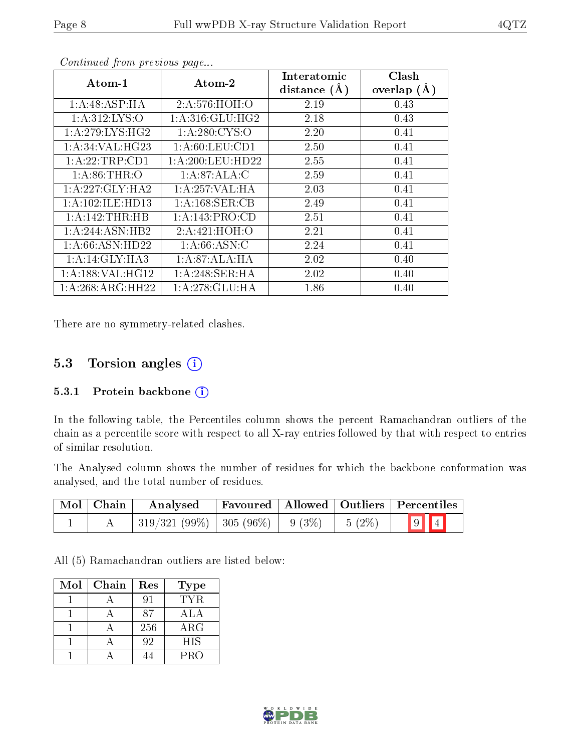*Continued from previous page...*

| Atom-1 | Atom-2 | Interatomic distance (Å) | Clash overlap (Å) |
|---|---|---|---|
| 1:A:48:ASP:HA | 2:A:576:HOH:O | 2.19 | 0.43 |
| 1:A:312:LYS:O | 1:A:316:GLU:HG2 | 2.18 | 0.43 |
| 1:A:279:LYS:HG2 | 1:A:280:CYS:O | 2.20 | 0.41 |
| 1:A:34:VAL:HG23 | 1:A:60:LEU:CD1 | 2.50 | 0.41 |
| 1:A:22:TRP:CD1 | 1:A:200:LEU:HD22 | 2.55 | 0.41 |
| 1:A:86:THR:O | 1:A:87:ALA:C | 2.59 | 0.41 |
| 1:A:227:GLY:HA2 | 1:A:257:VAL:HA | 2.03 | 0.41 |
| 1:A:102:ILE:HD13 | 1:A:168:SER:CB | 2.49 | 0.41 |
| 1:A:142:THR:HB | 1:A:143:PRO:CD | 2.51 | 0.41 |
| 1:A:244:ASN:HB2 | 2:A:421:HOH:O | 2.21 | 0.41 |
| 1:A:66:ASN:HD22 | 1:A:66:ASN:C | 2.24 | 0.41 |
| 1:A:14:GLY:HA3 | 1:A:87:ALA:HA | 2.02 | 0.40 |
| 1:A:188:VAL:HG12 | 1:A:248:SER:HA | 2.02 | 0.40 |
| 1:A:268:ARG:HH22 | 1:A:278:GLU:HA | 1.86 | 0.40 |

There are no symmetry-related clashes.

## 5.3 Torsion angles

### 5.3.1 Protein backbone

In the following table, the Percentiles column shows the percent Ramachandran outliers of the chain as a percentile score with respect to all X-ray entries followed by that with respect to entries of similar resolution.

The Analysed column shows the number of residues for which the backbone conformation was analysed, and the total number of residues.

| Mol | Chain | Analysed | Favoured | Allowed | Outliers | Percentiles |
|---|---|---|---|---|---|---|
| 1 | A | 319/321 (99%) | 305 (96%) | 9 (3%) | 5 (2%) | 9 4 |

All (5) Ramachandran outliers are listed below:

| Mol | Chain | Res | Type |
|---|---|---|---|
| 1 | A | 91 | TYR |
| 1 | A | 87 | ALA |
| 1 | A | 256 | ARG |
| 1 | A | 92 | HIS |
| 1 | A | 44 | PRO |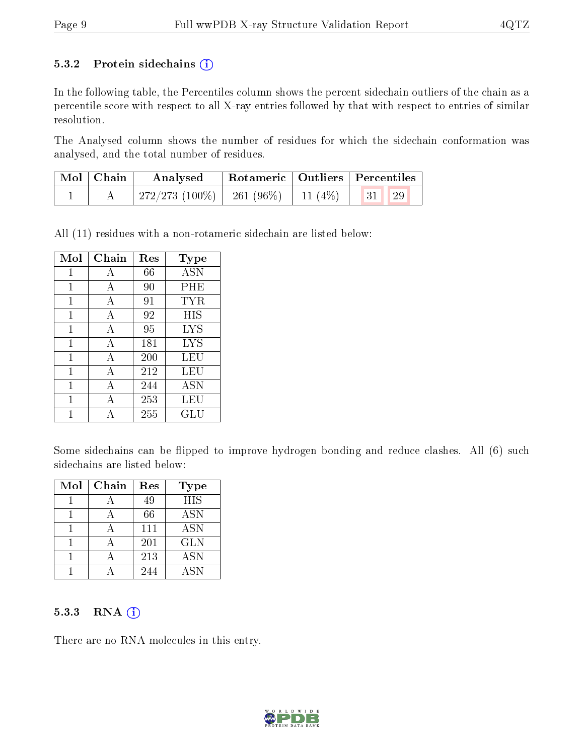### 5.3.2 Protein sidechains (i)

In the following table, the Percentiles column shows the percent sidechain outliers of the chain as a percentile score with respect to all X-ray entries followed by that with respect to entries of similar resolution.

The Analysed column shows the number of residues for which the sidechain conformation was analysed, and the total number of residues.

| Mol | Chain | Analysed | Rotameric | Outliers | Percentiles | |
|---|---|---|---|---|---|---|
| 1 | A | 272/273 (100%) | 261 (96%) | 11 (4%) | 31 | 29 |

All (11) residues with a non-rotameric sidechain are listed below:

| Mol | Chain | Res | Type |
|---|---|---|---|
| 1 | A | 66 | ASN |
| 1 | A | 90 | PHE |
| 1 | A | 91 | TYR |
| 1 | A | 92 | HIS |
| 1 | A | 95 | LYS |
| 1 | A | 181 | LYS |
| 1 | A | 200 | LEU |
| 1 | A | 212 | LEU |
| 1 | A | 244 | ASN |
| 1 | A | 253 | LEU |
| 1 | A | 255 | GLU |

Some sidechains can be flipped to improve hydrogen bonding and reduce clashes. All (6) such sidechains are listed below:

| Mol | Chain | Res | Type |
|---|---|---|---|
| 1 | A | 49 | HIS |
| 1 | A | 66 | ASN |
| 1 | A | 111 | ASN |
| 1 | A | 201 | GLN |
| 1 | A | 213 | ASN |
| 1 | A | 244 | ASN |

### 5.3.3 RNA (i)

There are no RNA molecules in this entry.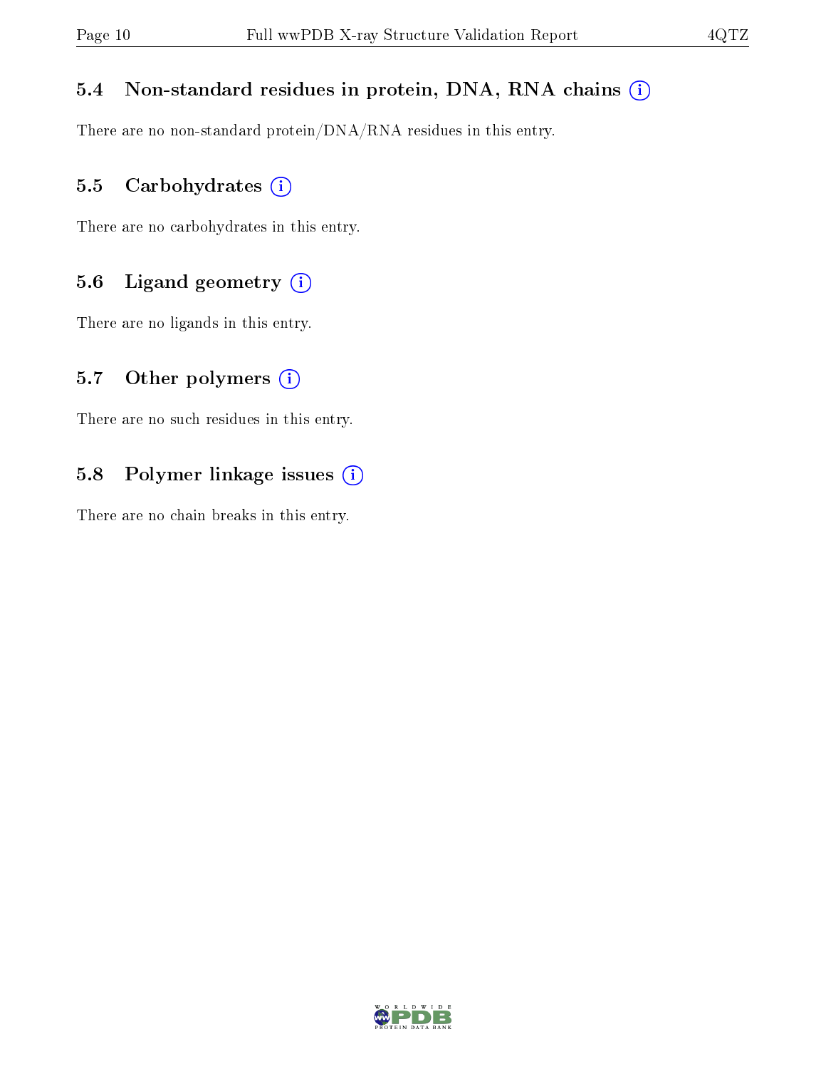### 5.4 Non-standard residues in protein, DNA, RNA chains

There are no non-standard protein/DNA/RNA residues in this entry.

### 5.5 Carbohydrates

There are no carbohydrates in this entry.

### 5.6 Ligand geometry

There are no ligands in this entry.

### 5.7 Other polymers

There are no such residues in this entry.

### 5.8 Polymer linkage issues

There are no chain breaks in this entry.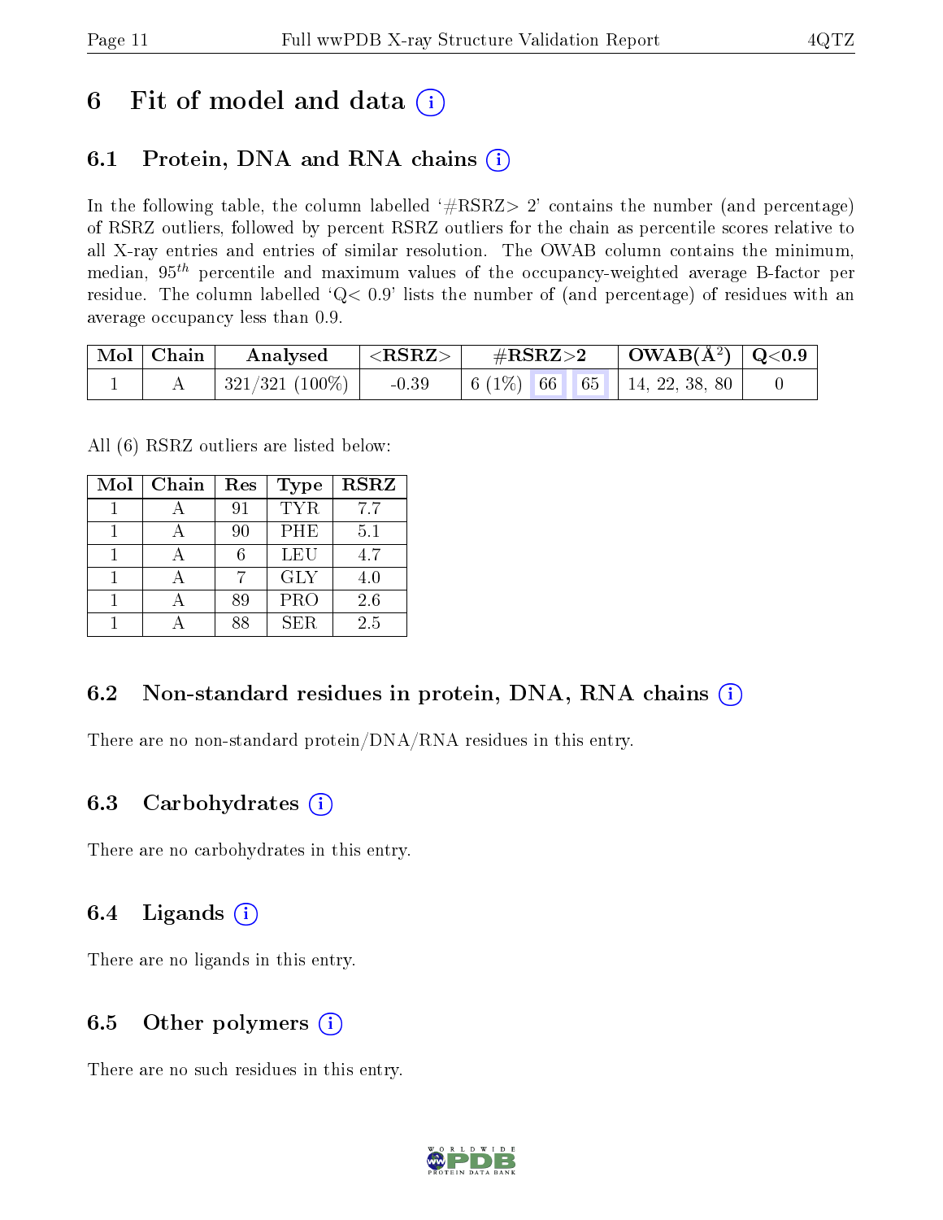# 6 Fit of model and data (i)

## 6.1 Protein, DNA and RNA chains (i)

In the following table, the column labelled '#RSRZ> 2' contains the number (and percentage) of RSRZ outliers, followed by percent RSRZ outliers for the chain as percentile scores relative to all X-ray entries and entries of similar resolution. The OWAB column contains the minimum, median, $95^{th}$ percentile and maximum values of the occupancy-weighted average B-factor per residue. The column labelled 'Q< 0.9' lists the number of (and percentage) of residues with an average occupancy less than 0.9.

| Mol | Chain | Analysed | <RSRZ> | #RSRZ>2 | | | OWAB(Å$^2$) | Q<0.9 |
|---|---|---|---|---|---|---|---|---|
| 1 | A | 321/321 (100%) | -0.39 | 6 (1%) | 66 | 65 | 14, 22, 38, 80 | 0 |

All (6) RSRZ outliers are listed below:

| Mol | Chain | Res | Type | RSRZ |
|---|---|---|---|---|
| 1 | A | 91 | TYR | 7.7 |
| 1 | A | 90 | PHE | 5.1 |
| 1 | A | 6 | LEU | 4.7 |
| 1 | A | 7 | GLY | 4.0 |
| 1 | A | 89 | PRO | 2.6 |
| 1 | A | 88 | SER | 2.5 |

## 6.2 Non-standard residues in protein, DNA, RNA chains (i)

There are no non-standard protein/DNA/RNA residues in this entry.

## 6.3 Carbohydrates (i)

There are no carbohydrates in this entry.

## 6.4 Ligands (i)

There are no ligands in this entry.

## 6.5 Other polymers (i)

There are no such residues in this entry.